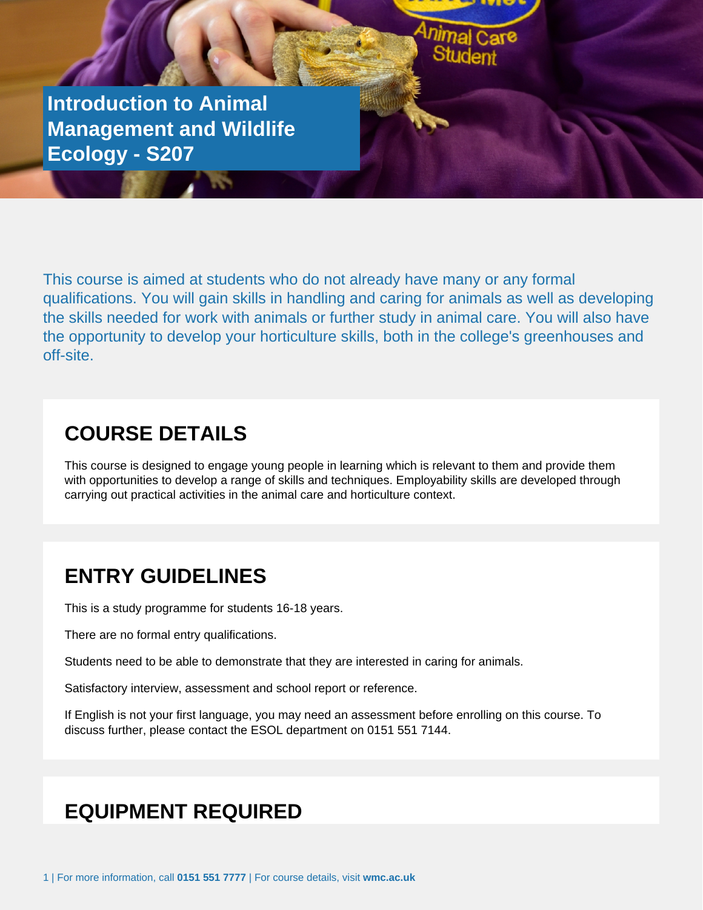# Introduction to Animal Management and Wildlife Ecology - S207

This course is aimed at students who do not already have many or any formal qualifications. You will gain skills in handling and caring for animals as well as developing the skills needed for work with animals or further study in animal care. You will also have the opportunity to develop your horticulture skills, both in the college's greenhouses and off-site.

## COURSE DETAILS

This course is designed to engage young people in learning which is relevant to them and provide them with opportunities to develop a range of skills and techniques. Employability skills are developed through carrying out practical activities in the animal care and horticulture context.

## ENTRY GUIDELINES

This is a study programme for students 16-18 years.

There are no formal entry qualifications.

Students need to be able to demonstrate that they are interested in caring for animals.

Satisfactory interview, assessment and school report or reference.

If English is not your first language, you may need an assessment before enrolling on this course. To discuss further, please contact the ESOL department on 0151 551 7144.

## EQUIPMENT REQUIRED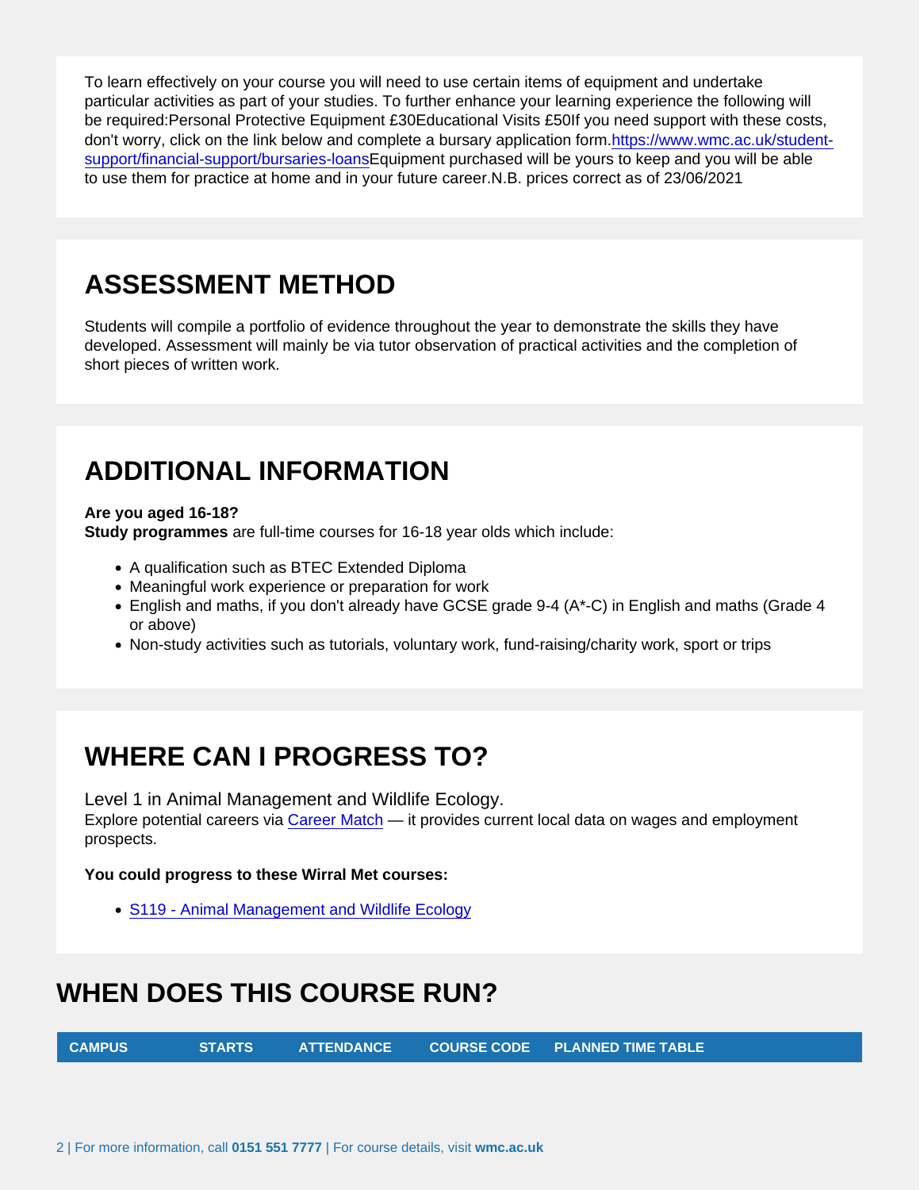To learn effectively on your course you will need to use certain items of equipment and undertake particular activities as part of your studies. To further enhance your learning experience the following will be required:Personal Protective Equipment £30Educational Visits £50If you need support with these costs, don't worry, click on the link below and complete a bursary application form.[https://www.wmc.ac.uk/student-support/financial-support/bursaries-loans](https://www.wmc.ac.uk/student-support/financial-support/bursaries-loans)Equipment purchased will be yours to keep and you will be able to use them for practice at home and in your future career.N.B. prices correct as of 23/06/2021

## ASSESSMENT METHOD

Students will compile a portfolio of evidence throughout the year to demonstrate the skills they have developed. Assessment will mainly be via tutor observation of practical activities and the completion of short pieces of written work.

## ADDITIONAL INFORMATION

**Are you aged 16-18?**
**Study programmes** are full-time courses for 16-18 year olds which include:

- A qualification such as BTEC Extended Diploma
- Meaningful work experience or preparation for work
- English and maths, if you don't already have GCSE grade 9-4 (A*-C) in English and maths (Grade 4 or above)
- Non-study activities such as tutorials, voluntary work, fund-raising/charity work, sport or trips

## WHERE CAN I PROGRESS TO?

Level 1 in Animal Management and Wildlife Ecology.
Explore potential careers via Career Match — it provides current local data on wages and employment prospects.

**You could progress to these Wirral Met courses:**

- S119 - Animal Management and Wildlife Ecology

## WHEN DOES THIS COURSE RUN?

| CAMPUS | STARTS | ATTENDANCE | COURSE CODE | PLANNED TIME TABLE |
|---|---|---|---|---|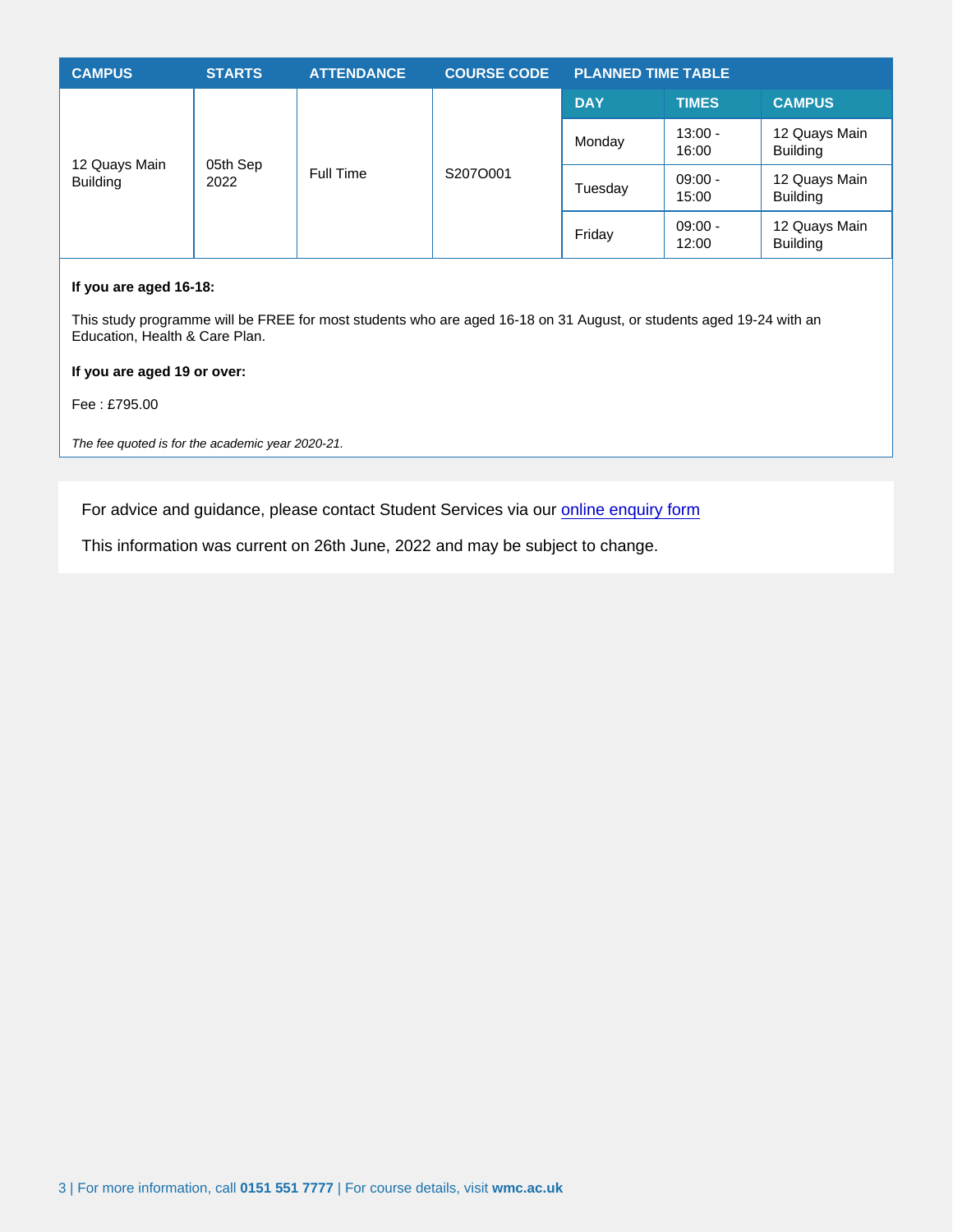| CAMPUS | STARTS | ATTENDANCE | COURSE CODE | PLANNED TIME TABLE | | |
|---|---|---|---|---|---|---|
| | | | | DAY | TIMES | CAMPUS |
| 12 Quays Main Building | 05th Sep 2022 | Full Time | S207O001 | Monday | 13:00 - 16:00 | 12 Quays Main Building |
| | | | | Tuesday | 09:00 - 15:00 | 12 Quays Main Building |
| | | | | Friday | 09:00 - 12:00 | 12 Quays Main Building |

**If you are aged 16-18:**

This study programme will be FREE for most students who are aged 16-18 on 31 August, or students aged 19-24 with an Education, Health & Care Plan.

**If you are aged 19 or over:**

Fee : £795.00

*The fee quoted is for the academic year 2020-21.*

For advice and guidance, please contact Student Services via our [online enquiry form]

This information was current on 26th June, 2022 and may be subject to change.